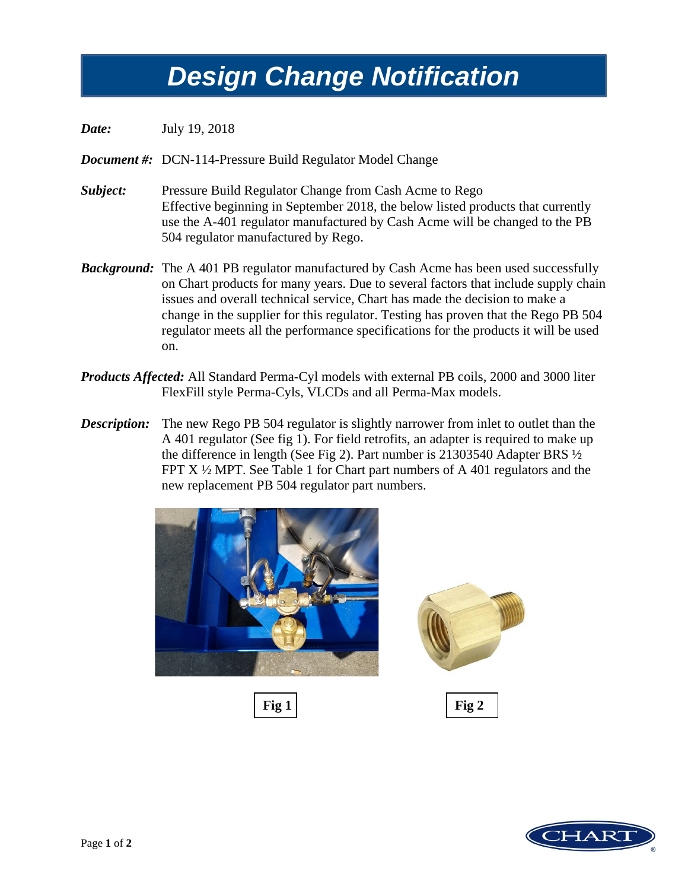# Design Change Notification

***Date:*** July 19, 2018

***Document #:*** DCN-114-Pressure Build Regulator Model Change

***Subject:*** Pressure Build Regulator Change from Cash Acme to Rego
Effective beginning in September 2018, the below listed products that currently use the A-401 regulator manufactured by Cash Acme will be changed to the PB 504 regulator manufactured by Rego.

***Background:*** The A 401 PB regulator manufactured by Cash Acme has been used successfully on Chart products for many years. Due to several factors that include supply chain issues and overall technical service, Chart has made the decision to make a change in the supplier for this regulator. Testing has proven that the Rego PB 504 regulator meets all the performance specifications for the products it will be used on.

***Products Affected:*** All Standard Perma-Cyl models with external PB coils, 2000 and 3000 liter FlexFill style Perma-Cyls, VLCDs and all Perma-Max models.

***Description:*** The new Rego PB 504 regulator is slightly narrower from inlet to outlet than the A 401 regulator (See fig 1). For field retrofits, an adapter is required to make up the difference in length (See Fig 2). Part number is 21303540 Adapter BRS ½ FPT X ½ MPT. See Table 1 for Chart part numbers of A 401 regulators and the new replacement PB 504 regulator part numbers.

**Fig 1**

**Fig 2**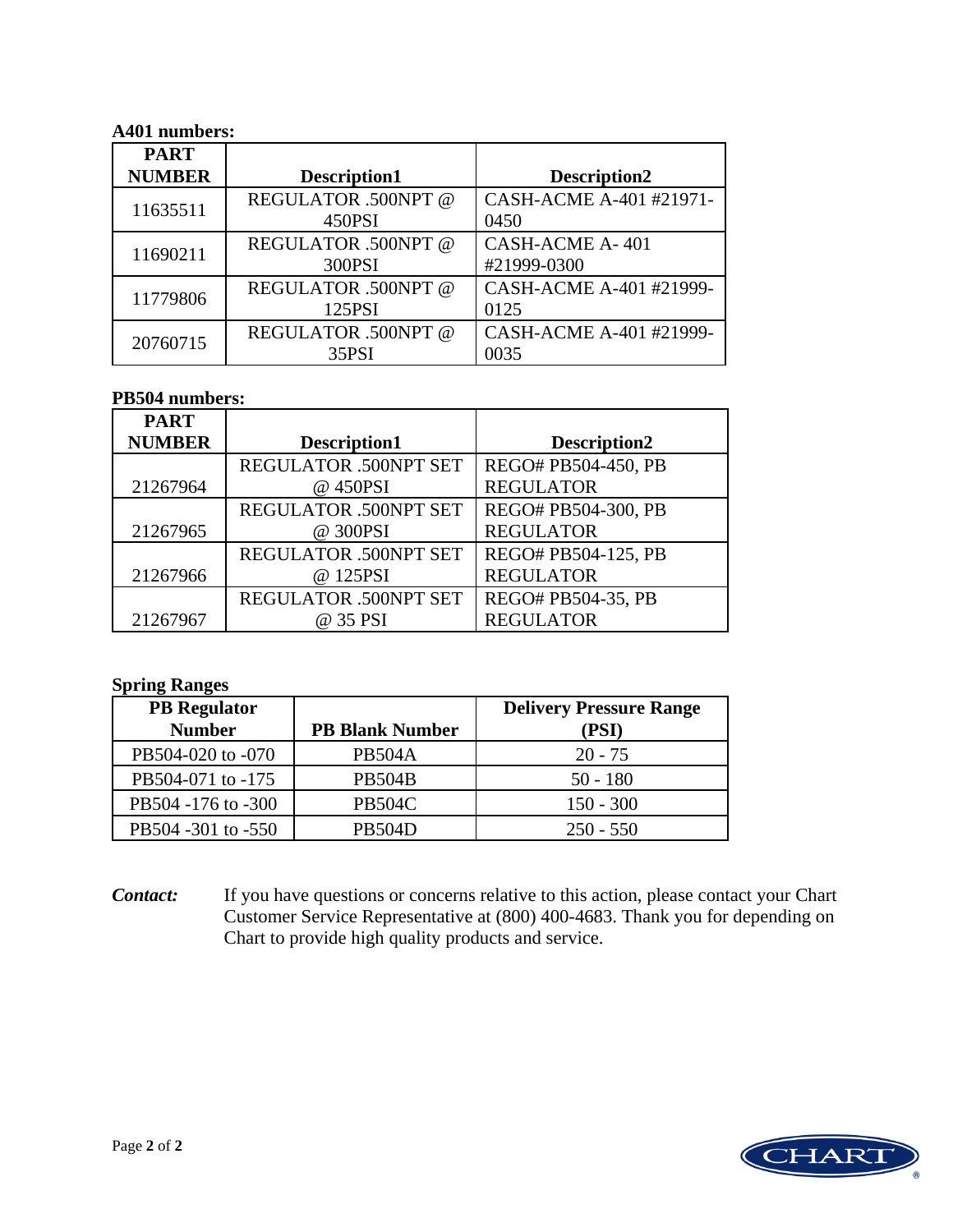**A401 numbers:**

| PART NUMBER | Description1 | Description2 |
|---|---|---|
| 11635511 | REGULATOR .500NPT @ 450PSI | CASH-ACME A-401 #21971-0450 |
| 11690211 | REGULATOR .500NPT @ 300PSI | CASH-ACME A- 401 #21999-0300 |
| 11779806 | REGULATOR .500NPT @ 125PSI | CASH-ACME A-401 #21999-0125 |
| 20760715 | REGULATOR .500NPT @ 35PSI | CASH-ACME A-401 #21999-0035 |

**PB504 numbers:**

| PART NUMBER | Description1 | Description2 |
|---|---|---|
| 21267964 | REGULATOR .500NPT SET @ 450PSI | REGO# PB504-450, PB REGULATOR |
| 21267965 | REGULATOR .500NPT SET @ 300PSI | REGO# PB504-300, PB REGULATOR |
| 21267966 | REGULATOR .500NPT SET @ 125PSI | REGO# PB504-125, PB REGULATOR |
| 21267967 | REGULATOR .500NPT SET @ 35 PSI | REGO# PB504-35, PB REGULATOR |

**Spring Ranges**

| PB Regulator Number | PB Blank Number | Delivery Pressure Range (PSI) |
|---|---|---|
| PB504-020 to -070 | PB504A | 20 - 75 |
| PB504-071 to -175 | PB504B | 50 - 180 |
| PB504 -176 to -300 | PB504C | 150 - 300 |
| PB504 -301 to -550 | PB504D | 250 - 550 |

***Contact:*** If you have questions or concerns relative to this action, please contact your Chart Customer Service Representative at (800) 400-4683. Thank you for depending on Chart to provide high quality products and service.